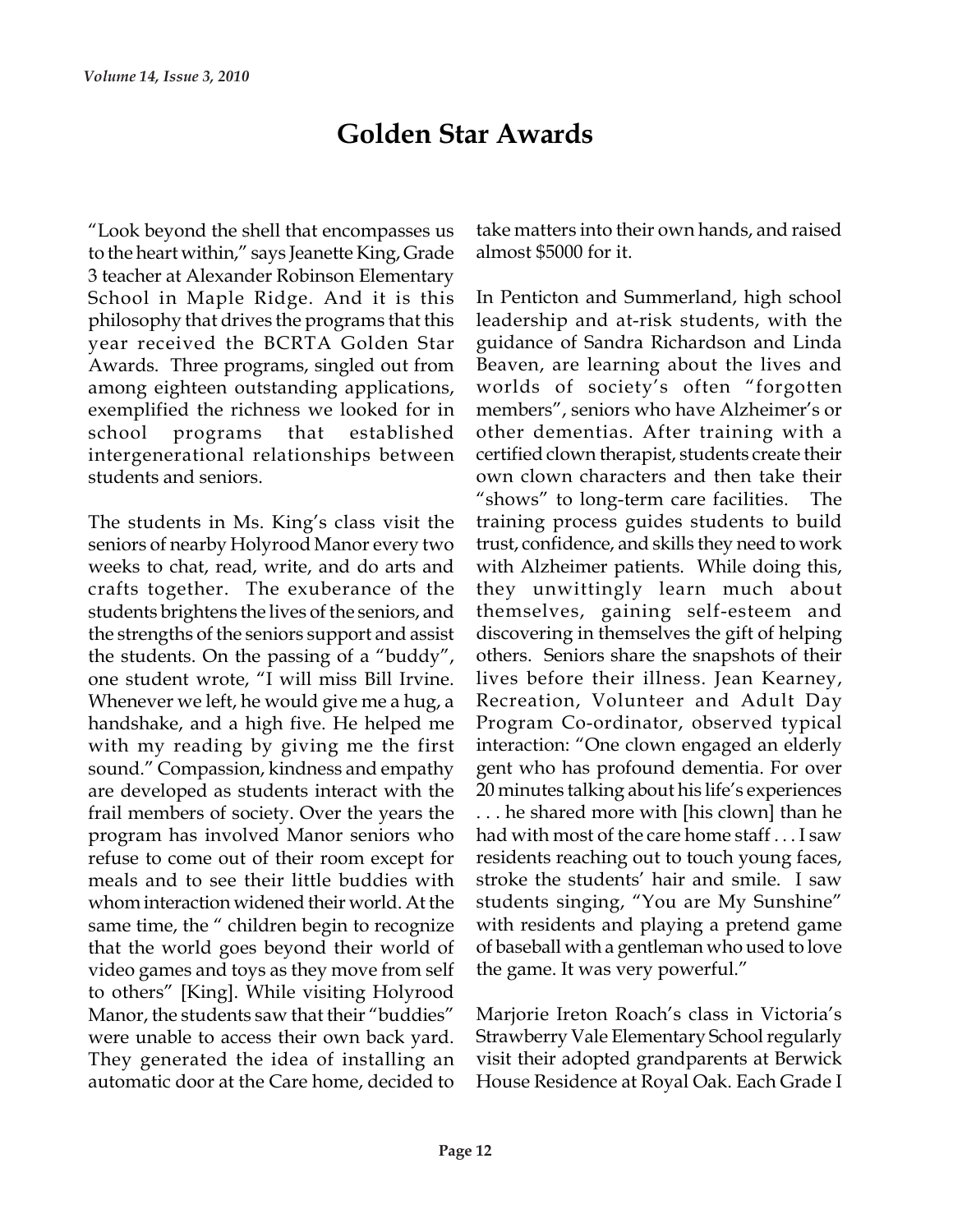# Golden Star Awards

"Look beyond the shell that encompasses us to the heart within," says Jeanette King, Grade 3 teacher at Alexander Robinson Elementary School in Maple Ridge. And it is this philosophy that drives the programs that this year received the BCRTA Golden Star Awards. Three programs, singled out from among eighteen outstanding applications, exemplified the richness we looked for in school programs that established intergenerational relationships between students and seniors.

The students in Ms. King's class visit the seniors of nearby Holyrood Manor every two weeks to chat, read, write, and do arts and crafts together. The exuberance of the students brightens the lives of the seniors, and the strengths of the seniors support and assist the students. On the passing of a "buddy", one student wrote, "I will miss Bill Irvine. Whenever we left, he would give me a hug, a handshake, and a high five. He helped me with my reading by giving me the first sound." Compassion, kindness and empathy are developed as students interact with the frail members of society. Over the years the program has involved Manor seniors who refuse to come out of their room except for meals and to see their little buddies with whom interaction widened their world. At the same time, the " children begin to recognize that the world goes beyond their world of video games and toys as they move from self to others" [King]. While visiting Holyrood Manor, the students saw that their "buddies" were unable to access their own back yard. They generated the idea of installing an automatic door at the Care home, decided to take matters into their own hands, and raised almost $5000 for it.

In Penticton and Summerland, high school leadership and at-risk students, with the guidance of Sandra Richardson and Linda Beaven, are learning about the lives and worlds of society's often "forgotten members", seniors who have Alzheimer's or other dementias. After training with a certified clown therapist, students create their own clown characters and then take their "shows" to long-term care facilities. The training process guides students to build trust, confidence, and skills they need to work with Alzheimer patients. While doing this, they unwittingly learn much about themselves, gaining self-esteem and discovering in themselves the gift of helping others. Seniors share the snapshots of their lives before their illness. Jean Kearney, Recreation, Volunteer and Adult Day Program Co-ordinator, observed typical interaction: "One clown engaged an elderly gent who has profound dementia. For over 20 minutes talking about his life's experiences . . . he shared more with [his clown] than he had with most of the care home staff . . . I saw residents reaching out to touch young faces, stroke the students' hair and smile. I saw students singing, "You are My Sunshine" with residents and playing a pretend game of baseball with a gentleman who used to love the game. It was very powerful."

Marjorie Ireton Roach's class in Victoria's Strawberry Vale Elementary School regularly visit their adopted grandparents at Berwick House Residence at Royal Oak. Each Grade I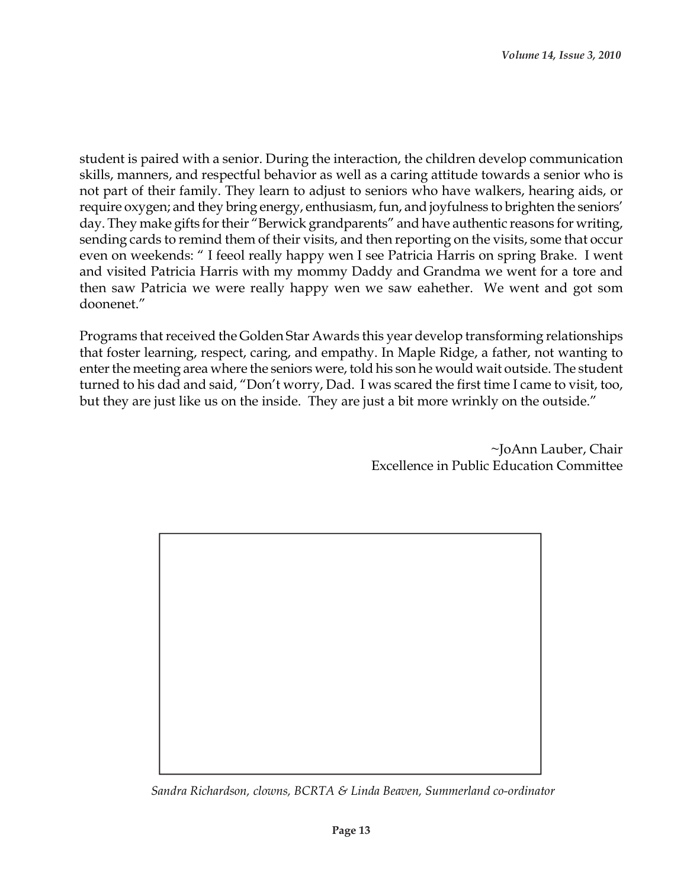student is paired with a senior. During the interaction, the children develop communication skills, manners, and respectful behavior as well as a caring attitude towards a senior who is not part of their family. They learn to adjust to seniors who have walkers, hearing aids, or require oxygen; and they bring energy, enthusiasm, fun, and joyfulness to brighten the seniors' day. They make gifts for their "Berwick grandparents" and have authentic reasons for writing, sending cards to remind them of their visits, and then reporting on the visits, some that occur even on weekends: " I feeol really happy wen I see Patricia Harris on spring Brake. I went and visited Patricia Harris with my mommy Daddy and Grandma we went for a tore and then saw Patricia we were really happy wen we saw eahether. We went and got som doonenet."

Programs that received the Golden Star Awards this year develop transforming relationships that foster learning, respect, caring, and empathy. In Maple Ridge, a father, not wanting to enter the meeting area where the seniors were, told his son he would wait outside. The student turned to his dad and said, "Don't worry, Dad. I was scared the first time I came to visit, too, but they are just like us on the inside. They are just a bit more wrinkly on the outside."

~JoAnn Lauber, Chair
Excellence in Public Education Committee

*Sandra Richardson, clowns, BCRTA & Linda Beaven, Summerland co-ordinator*